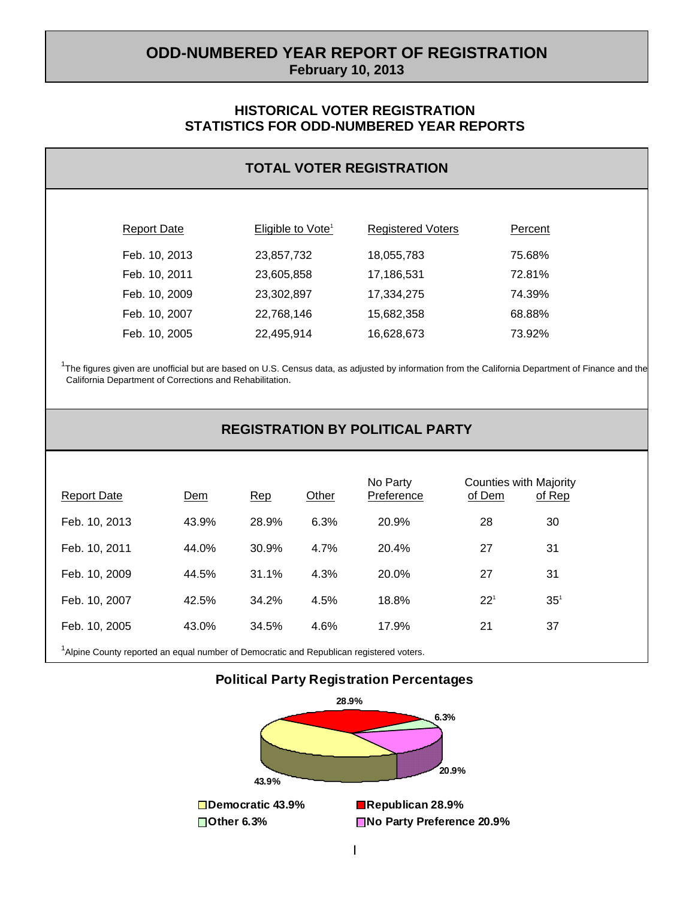# ODD-NUMBERED YEAR REPORT OF REGISTRATION

**February 10, 2013**

## HISTORICAL VOTER REGISTRATION STATISTICS FOR ODD-NUMBERED YEAR REPORTS

### TOTAL VOTER REGISTRATION

| Report Date | Eligible to Vote[1] | Registered Voters | Percent |
|---|---|---|---|
| Feb. 10, 2013 | 23,857,732 | 18,055,783 | 75.68% |
| Feb. 10, 2011 | 23,605,858 | 17,186,531 | 72.81% |
| Feb. 10, 2009 | 23,302,897 | 17,334,275 | 74.39% |
| Feb. 10, 2007 | 22,768,146 | 15,682,358 | 68.88% |
| Feb. 10, 2005 | 22,495,914 | 16,628,673 | 73.92% |

[1]The figures given are unofficial but are based on U.S. Census data, as adjusted by information from the California Department of Finance and the California Department of Corrections and Rehabilitation.

### REGISTRATION BY POLITICAL PARTY

| Report Date | Dem | Rep | Other | No Party Preference | Counties with Majority of Dem | Counties with Majority of Rep |
|---|---|---|---|---|---|---|
| Feb. 10, 2013 | 43.9% | 28.9% | 6.3% | 20.9% | 28 | 30 |
| Feb. 10, 2011 | 44.0% | 30.9% | 4.7% | 20.4% | 27 | 31 |
| Feb. 10, 2009 | 44.5% | 31.1% | 4.3% | 20.0% | 27 | 31 |
| Feb. 10, 2007 | 42.5% | 34.2% | 4.5% | 18.8% | 22[1] | 35[1] |
| Feb. 10, 2005 | 43.0% | 34.5% | 4.6% | 17.9% | 21 | 37 |

[1]Alpine County reported an equal number of Democratic and Republican registered voters.

**Political Party Registration Percentages**

- Democratic 43.9%
- Republican 28.9%
- Other 6.3%
- No Party Preference 20.9%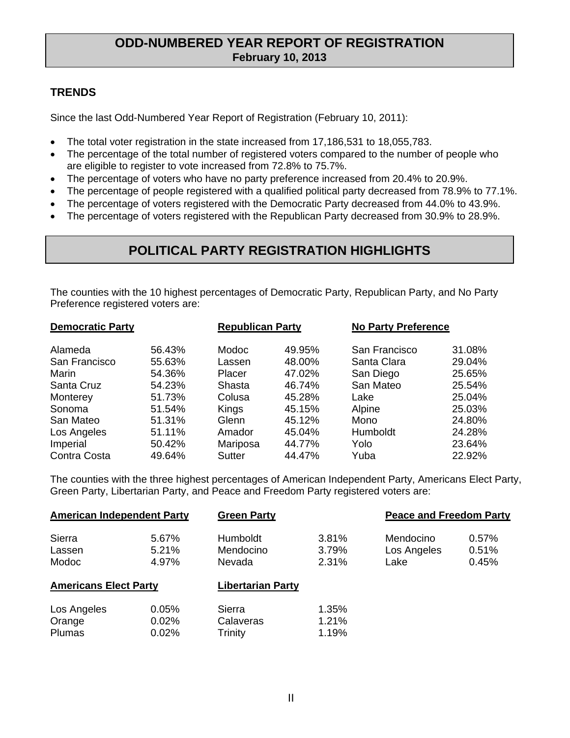# ODD-NUMBERED YEAR REPORT OF REGISTRATION

**February 10, 2013**

## TRENDS

Since the last Odd-Numbered Year Report of Registration (February 10, 2011):

- The total voter registration in the state increased from 17,186,531 to 18,055,783.
- The percentage of the total number of registered voters compared to the number of people who are eligible to register to vote increased from 72.8% to 75.7%.
- The percentage of voters who have no party preference increased from 20.4% to 20.9%.
- The percentage of people registered with a qualified political party decreased from 78.9% to 77.1%.
- The percentage of voters registered with the Democratic Party decreased from 44.0% to 43.9%.
- The percentage of voters registered with the Republican Party decreased from 30.9% to 28.9%.

## POLITICAL PARTY REGISTRATION HIGHLIGHTS

The counties with the 10 highest percentages of Democratic Party, Republican Party, and No Party Preference registered voters are:

| Democratic Party | | Republican Party | | No Party Preference | |
|---|---|---|---|---|---|
| Alameda | 56.43% | Modoc | 49.95% | San Francisco | 31.08% |
| San Francisco | 55.63% | Lassen | 48.00% | Santa Clara | 29.04% |
| Marin | 54.36% | Placer | 47.02% | San Diego | 25.65% |
| Santa Cruz | 54.23% | Shasta | 46.74% | San Mateo | 25.54% |
| Monterey | 51.73% | Colusa | 45.28% | Lake | 25.04% |
| Sonoma | 51.54% | Kings | 45.15% | Alpine | 25.03% |
| San Mateo | 51.31% | Glenn | 45.12% | Mono | 24.80% |
| Los Angeles | 51.11% | Amador | 45.04% | Humboldt | 24.28% |
| Imperial | 50.42% | Mariposa | 44.77% | Yolo | 23.64% |
| Contra Costa | 49.64% | Sutter | 44.47% | Yuba | 22.92% |

The counties with the three highest percentages of American Independent Party, Americans Elect Party, Green Party, Libertarian Party, and Peace and Freedom Party registered voters are:

| American Independent Party | | Green Party | | Peace and Freedom Party | |
|---|---|---|---|---|---|
| Sierra | 5.67% | Humboldt | 3.81% | Mendocino | 0.57% |
| Lassen | 5.21% | Mendocino | 3.79% | Los Angeles | 0.51% |
| Modoc | 4.97% | Nevada | 2.31% | Lake | 0.45% |

| Americans Elect Party | | Libertarian Party | |
|---|---|---|---|
| Los Angeles | 0.05% | Sierra | 1.35% |
| Orange | 0.02% | Calaveras | 1.21% |
| Plumas | 0.02% | Trinity | 1.19% |